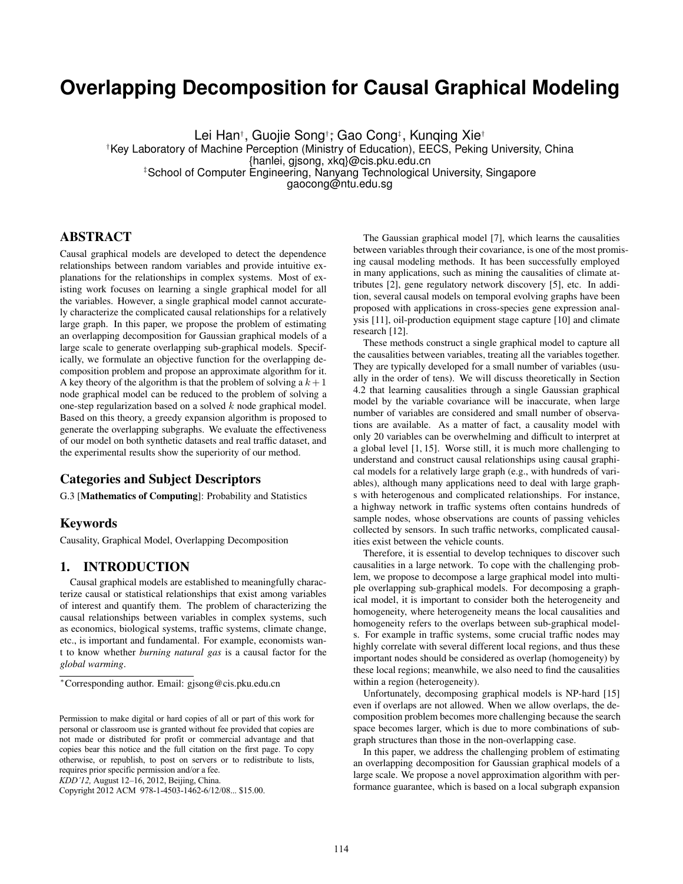# Overlapping Decomposition for Causal Graphical Modeling

Lei Han[†], Guojie Song[†*], Gao Cong[‡], Kunqing Xie[†]

[†]Key Laboratory of Machine Perception (Ministry of Education), EECS, Peking University, China
{hanlei, gjsong, xkq}@cis.pku.edu.cn

[‡]School of Computer Engineering, Nanyang Technological University, Singapore
gaocong@ntu.edu.sg

## ABSTRACT

Causal graphical models are developed to detect the dependence relationships between random variables and provide intuitive explanations for the relationships in complex systems. Most of existing work focuses on learning a single graphical model for all the variables. However, a single graphical model cannot accurately characterize the complicated causal relationships for a relatively large graph. In this paper, we propose the problem of estimating an overlapping decomposition for Gaussian graphical models of a large scale to generate overlapping sub-graphical models. Specifically, we formulate an objective function for the overlapping decomposition problem and propose an approximate algorithm for it. A key theory of the algorithm is that the problem of solving a $k+1$ node graphical model can be reduced to the problem of solving a one-step regularization based on a solved $k$ node graphical model. Based on this theory, a greedy expansion algorithm is proposed to generate the overlapping subgraphs. We evaluate the effectiveness of our model on both synthetic datasets and real traffic dataset, and the experimental results show the superiority of our method.

## Categories and Subject Descriptors

G.3 [**Mathematics of Computing**]: Probability and Statistics

## Keywords

Causality, Graphical Model, Overlapping Decomposition

## 1. INTRODUCTION

Causal graphical models are established to meaningfully characterize causal or statistical relationships that exist among variables of interest and quantify them. The problem of characterizing the causal relationships between variables in complex systems, such as economics, biological systems, traffic systems, climate change, etc., is important and fundamental. For example, economists want to know whether *burning natural gas* is a causal factor for the *global warming*.

*Corresponding author. Email: gjsong@cis.pku.edu.cn

Permission to make digital or hard copies of all or part of this work for personal or classroom use is granted without fee provided that copies are not made or distributed for profit or commercial advantage and that copies bear this notice and the full citation on the first page. To copy otherwise, or republish, to post on servers or to redistribute to lists, requires prior specific permission and/or a fee.
*KDD'12,* August 12–16, 2012, Beijing, China.
Copyright 2012 ACM 978-1-4503-1462-6/12/08... $15.00.

The Gaussian graphical model [7], which learns the causalities between variables through their covariance, is one of the most promising causal modeling methods. It has been successfully employed in many applications, such as mining the causalities of climate attributes [2], gene regulatory network discovery [5], etc. In addition, several causal models on temporal evolving graphs have been proposed with applications in cross-species gene expression analysis [11], oil-production equipment stage capture [10] and climate research [12].

These methods construct a single graphical model to capture all the causalities between variables, treating all the variables together. They are typically developed for a small number of variables (usually in the order of tens). We will discuss theoretically in Section 4.2 that learning causalities through a single Gaussian graphical model by the variable covariance will be inaccurate, when large number of variables are considered and small number of observations are available. As a matter of fact, a causality model with only 20 variables can be overwhelming and difficult to interpret at a global level [1, 15]. Worse still, it is much more challenging to understand and construct causal relationships using causal graphical models for a relatively large graph (e.g., with hundreds of variables), although many applications need to deal with large graphs with heterogenous and complicated relationships. For instance, a highway network in traffic systems often contains hundreds of sample nodes, whose observations are counts of passing vehicles collected by sensors. In such traffic networks, complicated causalities exist between the vehicle counts.

Therefore, it is essential to develop techniques to discover such causalities in a large network. To cope with the challenging problem, we propose to decompose a large graphical model into multiple overlapping sub-graphical models. For decomposing a graphical model, it is important to consider both the heterogeneity and homogeneity, where heterogeneity means the local causalities and homogeneity refers to the overlaps between sub-graphical models. For example in traffic systems, some crucial traffic nodes may highly correlate with several different local regions, and thus these important nodes should be considered as overlap (homogeneity) by these local regions; meanwhile, we also need to find the causalities within a region (heterogeneity).

Unfortunately, decomposing graphical models is NP-hard [15] even if overlaps are not allowed. When we allow overlaps, the decomposition problem becomes more challenging because the search space becomes larger, which is due to more combinations of subgraph structures than those in the non-overlapping case.

In this paper, we address the challenging problem of estimating an overlapping decomposition for Gaussian graphical models of a large scale. We propose a novel approximation algorithm with performance guarantee, which is based on a local subgraph expansion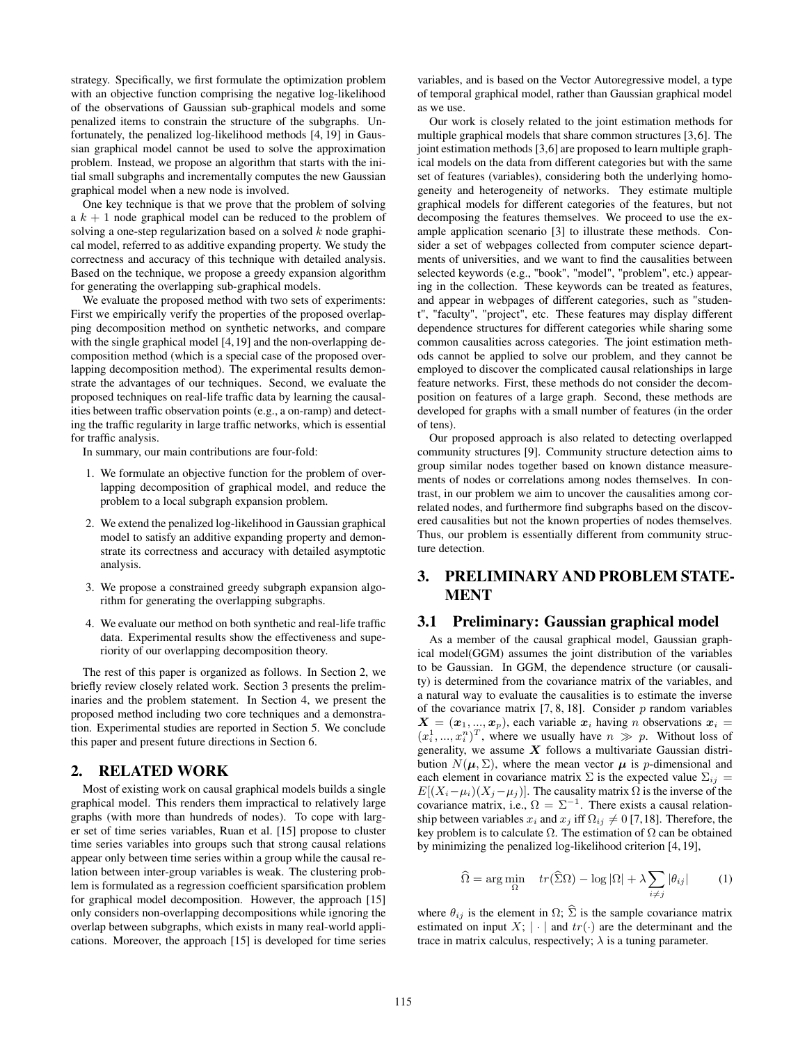strategy. Specifically, we first formulate the optimization problem with an objective function comprising the negative log-likelihood of the observations of Gaussian sub-graphical models and some penalized items to constrain the structure of the subgraphs. Unfortunately, the penalized log-likelihood methods [4, 19] in Gaussian graphical model cannot be used to solve the approximation problem. Instead, we propose an algorithm that starts with the initial small subgraphs and incrementally computes the new Gaussian graphical model when a new node is involved.

One key technique is that we prove that the problem of solving a $k+1$ node graphical model can be reduced to the problem of solving a one-step regularization based on a solved $k$ node graphical model, referred to as additive expanding property. We study the correctness and accuracy of this technique with detailed analysis. Based on the technique, we propose a greedy expansion algorithm for generating the overlapping sub-graphical models.

We evaluate the proposed method with two sets of experiments: First we empirically verify the properties of the proposed overlapping decomposition method on synthetic networks, and compare with the single graphical model [4,19] and the non-overlapping decomposition method (which is a special case of the proposed overlapping decomposition method). The experimental results demonstrate the advantages of our techniques. Second, we evaluate the proposed techniques on real-life traffic data by learning the causalities between traffic observation points (e.g., a on-ramp) and detecting the traffic regularity in large traffic networks, which is essential for traffic analysis.

In summary, our main contributions are four-fold:

1. We formulate an objective function for the problem of overlapping decomposition of graphical model, and reduce the problem to a local subgraph expansion problem.
2. We extend the penalized log-likelihood in Gaussian graphical model to satisfy an additive expanding property and demonstrate its correctness and accuracy with detailed asymptotic analysis.
3. We propose a constrained greedy subgraph expansion algorithm for generating the overlapping subgraphs.
4. We evaluate our method on both synthetic and real-life traffic data. Experimental results show the effectiveness and superiority of our overlapping decomposition theory.

The rest of this paper is organized as follows. In Section 2, we briefly review closely related work. Section 3 presents the preliminaries and the problem statement. In Section 4, we present the proposed method including two core techniques and a demonstration. Experimental studies are reported in Section 5. We conclude this paper and present future directions in Section 6.

## 2. RELATED WORK

Most of existing work on causal graphical models builds a single graphical model. This renders them impractical to relatively large graphs (with more than hundreds of nodes). To cope with larger set of time series variables, Ruan et al. [15] propose to cluster time series variables into groups such that strong causal relations appear only between time series within a group while the causal relation between inter-group variables is weak. The clustering problem is formulated as a regression coefficient sparsification problem for graphical model decomposition. However, the approach [15] only considers non-overlapping decompositions while ignoring the overlap between subgraphs, which exists in many real-world applications. Moreover, the approach [15] is developed for time series variables, and is based on the Vector Autoregressive model, a type of temporal graphical model, rather than Gaussian graphical model as we use.

Our work is closely related to the joint estimation methods for multiple graphical models that share common structures [3,6]. The joint estimation methods [3,6] are proposed to learn multiple graphical models on the data from different categories but with the same set of features (variables), considering both the underlying homogeneity and heterogeneity of networks. They estimate multiple graphical models for different categories of the features, but not decomposing the features themselves. We proceed to use the example application scenario [3] to illustrate these methods. Consider a set of webpages collected from computer science departments of universities, and we want to find the causalities between selected keywords (e.g., "book", "model", "problem", etc.) appearing in the collection. These keywords can be treated as features, and appear in webpages of different categories, such as "student", "faculty", "project", etc. These features may display different dependence structures for different categories while sharing some common causalities across categories. The joint estimation methods cannot be applied to solve our problem, and they cannot be employed to discover the complicated causal relationships in large feature networks. First, these methods do not consider the decomposition on features of a large graph. Second, these methods are developed for graphs with a small number of features (in the order of tens).

Our proposed approach is also related to detecting overlapped community structures [9]. Community structure detection aims to group similar nodes together based on known distance measurements of nodes or correlations among nodes themselves. In contrast, in our problem we aim to uncover the causalities among correlated nodes, and furthermore find subgraphs based on the discovered causalities but not the known properties of nodes themselves. Thus, our problem is essentially different from community structure detection.

## 3. PRELIMINARY AND PROBLEM STATEMENT

### 3.1 Preliminary: Gaussian graphical model

As a member of the causal graphical model, Gaussian graphical model(GGM) assumes the joint distribution of the variables to be Gaussian. In GGM, the dependence structure (or causality) is determined from the covariance matrix of the variables, and a natural way to evaluate the causalities is to estimate the inverse of the covariance matrix [7, 8, 18]. Consider $p$ random variables $\boldsymbol{X} = (\boldsymbol{x}_1, ..., \boldsymbol{x}_p)$, each variable $\boldsymbol{x}_i$ having $n$ observations $\boldsymbol{x}_i = (x_i^1, ..., x_i^n)^T$, where we usually have $n \gg p$. Without loss of generality, we assume $\boldsymbol{X}$ follows a multivariate Gaussian distribution $N(\boldsymbol{\mu}, \Sigma)$, where the mean vector $\boldsymbol{\mu}$ is $p$-dimensional and each element in covariance matrix $\Sigma$ is the expected value $\Sigma_{ij} = E[(X_i - \mu_i)(X_j - \mu_j)]$. The causality matrix $\Omega$ is the inverse of the covariance matrix, i.e., $\Omega = \Sigma^{-1}$. There exists a causal relationship between variables $x_i$ and $x_j$ iff $\Omega_{ij} \neq 0$ [7,18]. Therefore, the key problem is to calculate $\Omega$. The estimation of $\Omega$ can be obtained by minimizing the penalized log-likelihood criterion [4, 19],

$$\widehat{\Omega} = \arg\min_{\Omega} \quad tr(\widehat{\Sigma}\Omega) - \log|\Omega| + \lambda \sum_{i \neq j} |\theta_{ij}| \qquad (1)$$

where $\theta_{ij}$ is the element in $\Omega$; $\widehat{\Sigma}$ is the sample covariance matrix estimated on input $X$; $|\cdot|$ and $tr(\cdot)$ are the determinant and the trace in matrix calculus, respectively; $\lambda$ is a tuning parameter.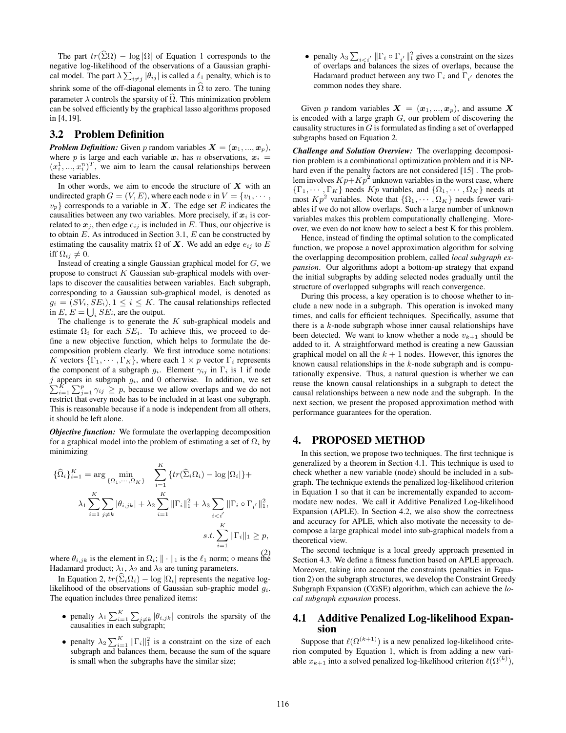The part $tr(\widehat{\Sigma}\Omega) - \log|\Omega|$ of Equation 1 corresponds to the negative log-likelihood of the observations of a Gaussian graphical model. The part $\lambda\sum_{i\neq j}|\theta_{ij}|$ is called a $\ell_1$ penalty, which is to shrink some of the off-diagonal elements in $\widehat{\Omega}$ to zero. The tuning parameter $\lambda$ controls the sparsity of $\widehat{\Omega}$. This minimization problem can be solved efficiently by the graphical lasso algorithms proposed in [4, 19].

## 3.2 Problem Definition

***Problem Definition:*** Given $p$ random variables $\boldsymbol{X} = (\boldsymbol{x}_1, ..., \boldsymbol{x}_p)$, where $p$ is large and each variable $\boldsymbol{x}_i$ has $n$ observations, $\boldsymbol{x}_i = (x_i^1, ..., x_i^n)^T$, we aim to learn the causal relationships between these variables.

In other words, we aim to encode the structure of $\boldsymbol{X}$ with an undirected graph $G = (V, E)$, where each node $v$ in $V = \{v_1, \cdots, v_p\}$ corresponds to a variable in $\boldsymbol{X}$. The edge set $E$ indicates the causalities between any two variables. More precisely, if $\boldsymbol{x}_i$ is correlated to $\boldsymbol{x}_j$, then edge $e_{ij}$ is included in $E$. Thus, our objective is to obtain $E$. As introduced in Section 3.1, $E$ can be constructed by estimating the causality matrix $\Omega$ of $\boldsymbol{X}$. We add an edge $e_{ij}$ to $E$ iff $\Omega_{ij} \neq 0$.

Instead of creating a single Gaussian graphical model for $G$, we propose to construct $K$ Gaussian sub-graphical models with overlaps to discover the causalities between variables. Each subgraph, corresponding to a Gaussian sub-graphical model, is denoted as $g_i = (SV_i, SE_i), 1 \leq i \leq K$. The causal relationships reflected in $E$, $E = \bigcup_i SE_i$, are the output.

The challenge is to generate the $K$ sub-graphical models and estimate $\Omega_i$ for each $SE_i$. To achieve this, we proceed to define a new objective function, which helps to formulate the decomposition problem clearly. We first introduce some notations: $K$ vectors $\{\Gamma_1, \cdots, \Gamma_K\}$, where each $1 \times p$ vector $\Gamma_i$ represents the component of a subgraph $g_i$. Element $\gamma_{ij}$ in $\Gamma_i$ is 1 if node $j$ appears in subgraph $g_i$, and 0 otherwise. In addition, we set $\sum_{i=1}^{K}\sum_{j=1}^{p}\gamma_{ij} \geq p$, because we allow overlaps and we do not restrict that every node has to be included in at least one subgraph. This is reasonable because if a node is independent from all others, it should be left alone.

***Objective function:*** We formulate the overlapping decomposition for a graphical model into the problem of estimating a set of $\Omega_i$ by minimizing

$$
\begin{aligned}
\{\widehat{\Omega}_i\}_{i=1}^{K} = \arg\min_{\{\Omega_1,\cdots,\Omega_K\}} & \sum_{i=1}^{K}\{tr(\widehat{\Sigma}_i\Omega_i) - \log|\Omega_i|\} + \\
\lambda_1\sum_{i=1}^{K}\sum_{j\neq k}|\theta_{i,jk}| &+ \lambda_2\sum_{i=1}^{K}\|\Gamma_i\|_1^2 + \lambda_3\sum_{i<i'}\|\Gamma_i \circ \Gamma_{i'}\|_1^2, \\
& s.t. \sum_{i=1}^{K}\|\Gamma_i\|_1 \geq p,
\end{aligned}
\tag{2}
$$

where $\theta_{i,jk}$ is the element in $\Omega_i$; $\|\cdot\|_1$ is the $\ell_1$ norm; $\circ$ means the Hadamard product; $\lambda_1$, $\lambda_2$ and $\lambda_3$ are tuning parameters.

In Equation 2, $tr(\widehat{\Sigma}_i\Omega_i) - \log|\Omega_i|$ represents the negative log-likelihood of the observations of Gaussian sub-graphic model $g_i$. The equation includes three penalized items:

- penalty $\lambda_1\sum_{i=1}^{K}\sum_{j\neq k}|\theta_{i,jk}|$ controls the sparsity of the causalities in each subgraph;
- penalty $\lambda_2\sum_{i=1}^{K}\|\Gamma_i\|_1^2$ is a constraint on the size of each subgraph and balances them, because the sum of the square is small when the subgraphs have the similar size;
- penalty $\lambda_3\sum_{i<i'}\|\Gamma_i \circ \Gamma_{i'}\|_1^2$ gives a constraint on the sizes of overlaps and balances the sizes of overlaps, because the Hadamard product between any two $\Gamma_i$ and $\Gamma_{i'}$ denotes the common nodes they share.

Given $p$ random variables $\boldsymbol{X} = (\boldsymbol{x}_1, ..., \boldsymbol{x}_p)$, and assume $\boldsymbol{X}$ is encoded with a large graph $G$, our problem of discovering the causality structures in $G$ is formulated as finding a set of overlapped subgraphs based on Equation 2.

***Challenge and Solution Overview:*** The overlapping decomposition problem is a combinational optimization problem and it is NP-hard even if the penalty factors are not considered [15] . The problem involves $Kp + Kp^2$ unknown variables in the worst case, where $\{\Gamma_1, \cdots, \Gamma_K\}$ needs $Kp$ variables, and $\{\Omega_1, \cdots, \Omega_K\}$ needs at most $Kp^2$ variables. Note that $\{\Omega_1, \cdots, \Omega_K\}$ needs fewer variables if we do not allow overlaps. Such a large number of unknown variables makes this problem computationally challenging. Moreover, we even do not know how to select a best K for this problem.

Hence, instead of finding the optimal solution to the complicated function, we propose a novel approximation algorithm for solving the overlapping decomposition problem, called *local subgraph expansion*. Our algorithms adopt a bottom-up strategy that expand the initial subgraphs by adding selected nodes gradually until the structure of overlapped subgraphs will reach convergence.

During this process, a key operation is to choose whether to include a new node in a subgraph. This operation is invoked many times, and calls for efficient techniques. Specifically, assume that there is a $k$-node subgraph whose inner causal relationships have been detected. We want to know whether a node $v_{k+1}$ should be added to it. A straightforward method is creating a new Gaussian graphical model on all the $k+1$ nodes. However, this ignores the known causal relationships in the $k$-node subgraph and is computationally expensive. Thus, a natural question is whether we can reuse the known causal relationships in a subgraph to detect the causal relationships between a new node and the subgraph. In the next section, we present the proposed approximation method with performance guarantees for the operation.

# 4. PROPOSED METHOD

In this section, we propose two techniques. The first technique is generalized by a theorem in Section 4.1. This technique is used to check whether a new variable (node) should be included in a subgraph. The technique extends the penalized log-likelihood criterion in Equation 1 so that it can be incrementally expanded to accommodate new nodes. We call it Additive Penalized Log-likelihood Expansion (APLE). In Section 4.2, we also show the correctness and accuracy for APLE, which also motivate the necessity to decompose a large graphical model into sub-graphical models from a theoretical view.

The second technique is a local greedy approach presented in Section 4.3. We define a fitness function based on APLE approach. Moreover, taking into account the constraints (penalties in Equation 2) on the subgraph structures, we develop the Constraint Greedy Subgraph Expansion (CGSE) algorithm, which can achieve the *local subgraph expansion* process.

## 4.1 Additive Penalized Log-likelihood Expansion

Suppose that $\ell(\Omega^{(k+1)})$ is a new penalized log-likelihood criterion computed by Equation 1, which is from adding a new variable $x_{k+1}$ into a solved penalized log-likelihood criterion $\ell(\Omega^{(k)})$,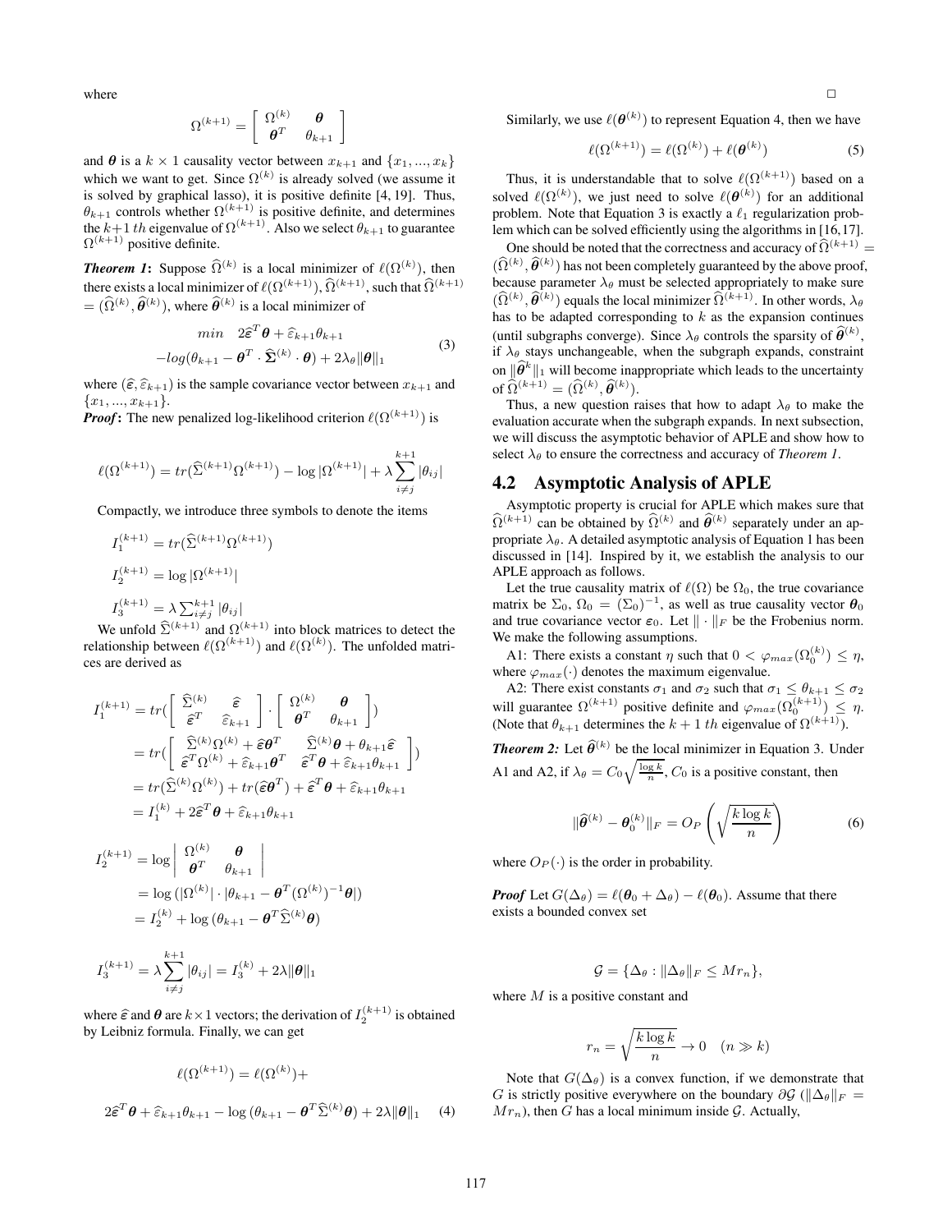where

$$\Omega^{(k+1)} = \begin{bmatrix} \Omega^{(k)} & \boldsymbol{\theta} \\ \boldsymbol{\theta}^T & \theta_{k+1} \end{bmatrix}$$

and $\boldsymbol{\theta}$ is a $k \times 1$ causality vector between $x_{k+1}$ and $\{x_1, ..., x_k\}$ which we want to get. Since $\Omega^{(k)}$ is already solved (we assume it is solved by graphical lasso), it is positive definite [4, 19]. Thus, $\theta_{k+1}$ controls whether $\Omega^{(k+1)}$ is positive definite, and determines the $k+1$ $th$ eigenvalue of $\Omega^{(k+1)}$. Also we select $\theta_{k+1}$ to guarantee $\Omega^{(k+1)}$ positive definite.

***Theorem 1*:** Suppose $\widehat{\Omega}^{(k)}$ is a local minimizer of $\ell(\Omega^{(k)})$, then there exists a local minimizer of $\ell(\Omega^{(k+1)})$, $\widehat{\Omega}^{(k+1)}$, such that $\widehat{\Omega}^{(k+1)} = (\widehat{\Omega}^{(k)}, \widehat{\boldsymbol{\theta}}^{(k)})$, where $\widehat{\boldsymbol{\theta}}^{(k)}$ is a local minimizer of

$$\begin{aligned} min \quad & 2\widehat{\boldsymbol{\varepsilon}}^T \boldsymbol{\theta} + \widehat{\varepsilon}_{k+1}\theta_{k+1} \\ & -log(\theta_{k+1} - \boldsymbol{\theta}^T \cdot \widehat{\boldsymbol{\Sigma}}^{(k)} \cdot \boldsymbol{\theta}) + 2\lambda_\theta \|\boldsymbol{\theta}\|_1 \end{aligned} \tag{3}$$

where $(\widehat{\boldsymbol{\varepsilon}}, \widehat{\varepsilon}_{k+1})$ is the sample covariance vector between $x_{k+1}$ and $\{x_1, ..., x_{k+1}\}$.

***Proof*:** The new penalized log-likelihood criterion $\ell(\Omega^{(k+1)})$ is

$$\ell(\Omega^{(k+1)}) = tr(\widehat{\Sigma}^{(k+1)}\Omega^{(k+1)}) - \log|\Omega^{(k+1)}| + \lambda \sum_{i \neq j}^{k+1} |\theta_{ij}|$$

Compactly, we introduce three symbols to denote the items

$$I_1^{(k+1)} = tr(\widehat{\Sigma}^{(k+1)}\Omega^{(k+1)})$$

$$I_2^{(k+1)} = \log|\Omega^{(k+1)}|$$

$$I_3^{(k+1)} = \lambda \textstyle\sum_{i \neq j}^{k+1} |\theta_{ij}|$$

We unfold $\widehat{\Sigma}^{(k+1)}$ and $\Omega^{(k+1)}$ into block matrices to detect the relationship between $\ell(\Omega^{(k+1)})$ and $\ell(\Omega^{(k)})$. The unfolded matrices are derived as

$$\begin{aligned} I_1^{(k+1)} &= tr(\begin{bmatrix} \widehat{\Sigma}^{(k)} & \widehat{\boldsymbol{\varepsilon}} \\ \widehat{\boldsymbol{\varepsilon}}^T & \widehat{\varepsilon}_{k+1} \end{bmatrix} \cdot \begin{bmatrix} \Omega^{(k)} & \boldsymbol{\theta} \\ \boldsymbol{\theta}^T & \theta_{k+1} \end{bmatrix}) \\ &= tr(\begin{bmatrix} \widehat{\Sigma}^{(k)}\Omega^{(k)} + \widehat{\boldsymbol{\varepsilon}}\boldsymbol{\theta}^T & \widehat{\Sigma}^{(k)}\boldsymbol{\theta} + \theta_{k+1}\widehat{\boldsymbol{\varepsilon}} \\ \widehat{\boldsymbol{\varepsilon}}^T\Omega^{(k)} + \widehat{\varepsilon}_{k+1}\boldsymbol{\theta}^T & \widehat{\boldsymbol{\varepsilon}}^T\boldsymbol{\theta} + \widehat{\varepsilon}_{k+1}\theta_{k+1} \end{bmatrix}) \\ &= tr(\widehat{\Sigma}^{(k)}\Omega^{(k)}) + tr(\widehat{\boldsymbol{\varepsilon}}\boldsymbol{\theta}^T) + \widehat{\boldsymbol{\varepsilon}}^T\boldsymbol{\theta} + \widehat{\varepsilon}_{k+1}\theta_{k+1} \\ &= I_1^{(k)} + 2\widehat{\boldsymbol{\varepsilon}}^T\boldsymbol{\theta} + \widehat{\varepsilon}_{k+1}\theta_{k+1} \end{aligned}$$

$$\begin{aligned} I_2^{(k+1)} &= \log \begin{vmatrix} \Omega^{(k)} & \boldsymbol{\theta} \\ \boldsymbol{\theta}^T & \theta_{k+1} \end{vmatrix} \\ &= \log(|\Omega^{(k)}| \cdot |\theta_{k+1} - \boldsymbol{\theta}^T(\Omega^{(k)})^{-1}\boldsymbol{\theta}|) \\ &= I_2^{(k)} + \log(\theta_{k+1} - \boldsymbol{\theta}^T\widehat{\Sigma}^{(k)}\boldsymbol{\theta}) \end{aligned}$$

$$I_3^{(k+1)} = \lambda \sum_{i \neq j}^{k+1} |\theta_{ij}| = I_3^{(k)} + 2\lambda\|\boldsymbol{\theta}\|_1$$

where $\widehat{\boldsymbol{\varepsilon}}$ and $\boldsymbol{\theta}$ are $k \times 1$ vectors; the derivation of $I_2^{(k+1)}$ is obtained by Leibniz formula. Finally, we can get

$$\ell(\Omega^{(k+1)}) = \ell(\Omega^{(k)}) +$$

$$2\widehat{\boldsymbol{\varepsilon}}^T\boldsymbol{\theta} + \widehat{\varepsilon}_{k+1}\theta_{k+1} - \log(\theta_{k+1} - \boldsymbol{\theta}^T\widehat{\Sigma}^{(k)}\boldsymbol{\theta}) + 2\lambda\|\boldsymbol{\theta}\|_1 \tag{4}$$

□

Similarly, we use $\ell(\boldsymbol{\theta}^{(k)})$ to represent Equation 4, then we have

$$\ell(\Omega^{(k+1)}) = \ell(\Omega^{(k)}) + \ell(\boldsymbol{\theta}^{(k)}) \tag{5}$$

Thus, it is understandable that to solve $\ell(\Omega^{(k+1)})$ based on a solved $\ell(\Omega^{(k)})$, we just need to solve $\ell(\boldsymbol{\theta}^{(k)})$ for an additional problem. Note that Equation 3 is exactly a $\ell_1$ regularization problem which can be solved efficiently using the algorithms in [16,17].

One should be noted that the correctness and accuracy of $\widehat{\Omega}^{(k+1)} = (\widehat{\Omega}^{(k)}, \widehat{\boldsymbol{\theta}}^{(k)})$ has not been completely guaranteed by the above proof, because parameter $\lambda_\theta$ must be selected appropriately to make sure $(\widehat{\Omega}^{(k)}, \widehat{\boldsymbol{\theta}}^{(k)})$ equals the local minimizer $\widehat{\Omega}^{(k+1)}$. In other words, $\lambda_\theta$ has to be adapted corresponding to $k$ as the expansion continues (until subgraphs converge). Since $\lambda_\theta$ controls the sparsity of $\widehat{\boldsymbol{\theta}}^{(k)}$, if $\lambda_\theta$ stays unchangeable, when the subgraph expands, constraint on $\|\widehat{\boldsymbol{\theta}}^k\|_1$ will become inappropriate which leads to the uncertainty of $\widehat{\Omega}^{(k+1)} = (\widehat{\Omega}^{(k)}, \widehat{\boldsymbol{\theta}}^{(k)})$.

Thus, a new question raises that how to adapt $\lambda_\theta$ to make the evaluation accurate when the subgraph expands. In next subsection, we will discuss the asymptotic behavior of APLE and show how to select $\lambda_\theta$ to ensure the correctness and accuracy of *Theorem 1*.

## 4.2 Asymptotic Analysis of APLE

Asymptotic property is crucial for APLE which makes sure that $\widehat{\Omega}^{(k+1)}$ can be obtained by $\widehat{\Omega}^{(k)}$ and $\widehat{\boldsymbol{\theta}}^{(k)}$ separately under an appropriate $\lambda_\theta$. A detailed asymptotic analysis of Equation 1 has been discussed in [14]. Inspired by it, we establish the analysis to our APLE approach as follows.

Let the true causality matrix of $\ell(\Omega)$ be $\Omega_0$, the true covariance matrix be $\Sigma_0$, $\Omega_0 = (\Sigma_0)^{-1}$, as well as true causality vector $\boldsymbol{\theta}_0$ and true covariance vector $\boldsymbol{\varepsilon}_0$. Let $\|\cdot\|_F$ be the Frobenius norm. We make the following assumptions.

A1: There exists a constant $\eta$ such that $0 < \varphi_{max}(\Omega_0^{(k)}) \leq \eta$, where $\varphi_{max}(\cdot)$ denotes the maximum eigenvalue.

A2: There exist constants $\sigma_1$ and $\sigma_2$ such that $\sigma_1 \leq \theta_{k+1} \leq \sigma_2$ will guarantee $\Omega^{(k+1)}$ positive definite and $\varphi_{max}(\Omega_0^{(k+1)}) \leq \eta$. (Note that $\theta_{k+1}$ determines the $k+1$ $th$ eigenvalue of $\Omega^{(k+1)}$).

***Theorem 2:*** Let $\widehat{\boldsymbol{\theta}}^{(k)}$ be the local minimizer in Equation 3. Under A1 and A2, if $\lambda_\theta = C_0\sqrt{\frac{\log k}{n}}$, $C_0$ is a positive constant, then

$$\|\widehat{\boldsymbol{\theta}}^{(k)} - \boldsymbol{\theta}_0^{(k)}\|_F = O_P\left(\sqrt{\frac{k \log k}{n}}\right) \tag{6}$$

where $O_P(\cdot)$ is the order in probability.

***Proof*** Let $G(\Delta_\theta) = \ell(\boldsymbol{\theta}_0 + \Delta_\theta) - \ell(\boldsymbol{\theta}_0)$. Assume that there exists a bounded convex set

$$\mathcal{G} = \{\Delta_\theta : \|\Delta_\theta\|_F \leq Mr_n\},$$

where $M$ is a positive constant and

$$r_n = \sqrt{\frac{k \log k}{n}} \to 0 \quad (n \gg k)$$

Note that $G(\Delta_\theta)$ is a convex function, if we demonstrate that $G$ is strictly positive everywhere on the boundary $\partial\mathcal{G}$ ($\|\Delta_\theta\|_F = Mr_n$), then $G$ has a local minimum inside $\mathcal{G}$. Actually,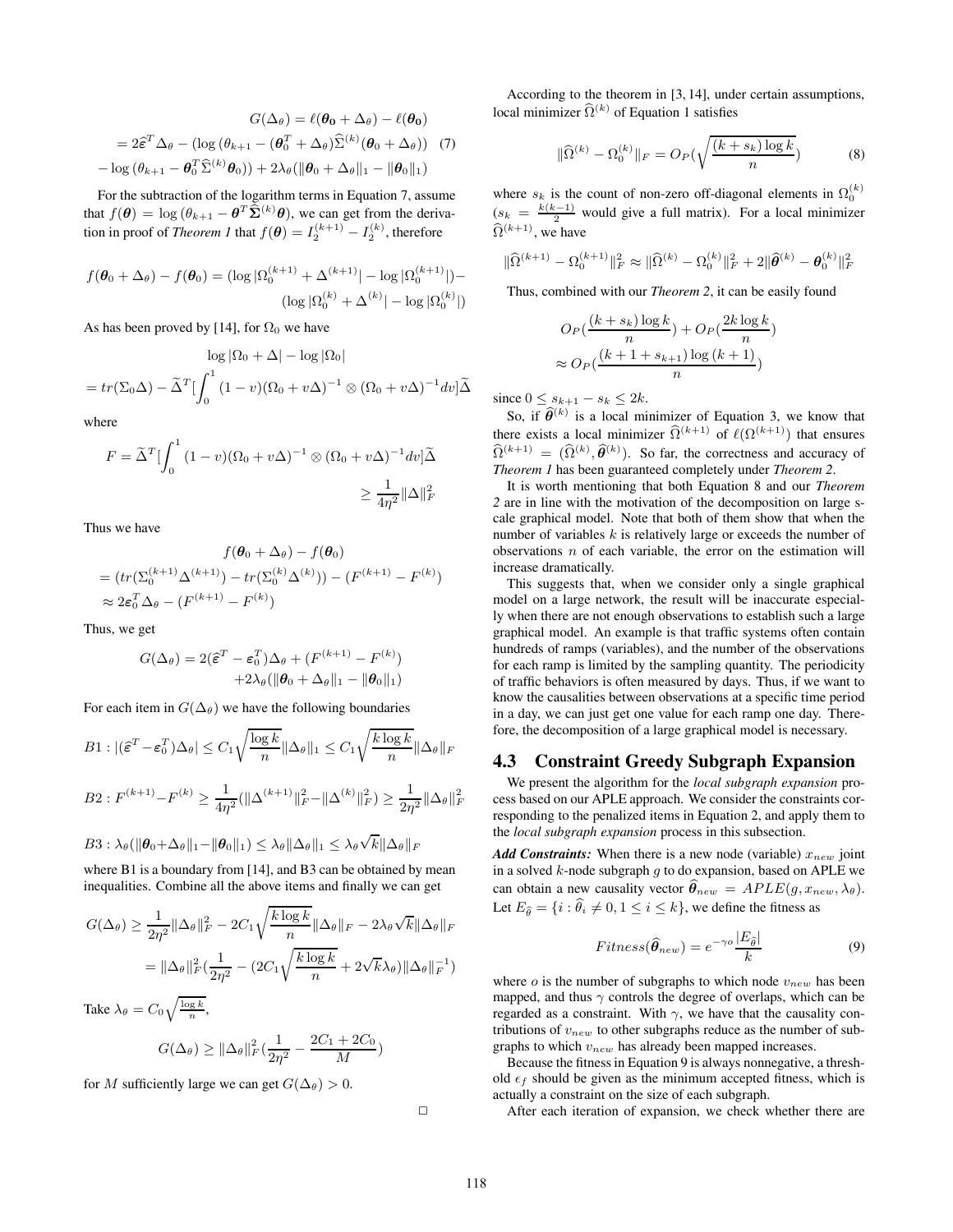$$G(\Delta_\theta) = \ell(\boldsymbol{\theta_0} + \Delta_\theta) - \ell(\boldsymbol{\theta_0})$$

$$= 2\widehat{\boldsymbol{\varepsilon}}^T \Delta_\theta - (\log(\theta_{k+1} - (\boldsymbol{\theta}_0^T + \Delta_\theta)\widehat{\Sigma}^{(k)}(\boldsymbol{\theta}_0 + \Delta_\theta)) \quad (7)$$

$$-\log(\theta_{k+1} - \boldsymbol{\theta}_0^T \widehat{\Sigma}^{(k)} \boldsymbol{\theta}_0)) + 2\lambda_\theta(\|\boldsymbol{\theta}_0 + \Delta_\theta\|_1 - \|\boldsymbol{\theta}_0\|_1)$$

For the subtraction of the logarithm terms in Equation 7, assume that $f(\boldsymbol{\theta}) = \log(\theta_{k+1} - \boldsymbol{\theta}^T \widehat{\boldsymbol{\Sigma}}^{(k)} \boldsymbol{\theta})$, we can get from the derivation in proof of *Theorem 1* that $f(\boldsymbol{\theta}) = I_2^{(k+1)} - I_2^{(k)}$, therefore

$$f(\boldsymbol{\theta}_0 + \Delta_\theta) - f(\boldsymbol{\theta}_0) = (\log|\Omega_0^{(k+1)} + \Delta^{(k+1)}| - \log|\Omega_0^{(k+1)}|) - (\log|\Omega_0^{(k)} + \Delta^{(k)}| - \log|\Omega_0^{(k)}|)$$

As has been proved by [14], for $\Omega_0$ we have

$$\log|\Omega_0 + \Delta| - \log|\Omega_0|$$

$$= tr(\Sigma_0 \Delta) - \widetilde{\Delta}^T [\int_0^1 (1-v)(\Omega_0 + v\Delta)^{-1} \otimes (\Omega_0 + v\Delta)^{-1} dv]\widetilde{\Delta}$$

where

$$F = \widetilde{\Delta}^T [\int_0^1 (1-v)(\Omega_0 + v\Delta)^{-1} \otimes (\Omega_0 + v\Delta)^{-1} dv]\widetilde{\Delta} \geq \frac{1}{4\eta^2}\|\Delta\|_F^2$$

Thus we have

$$f(\boldsymbol{\theta}_0 + \Delta_\theta) - f(\boldsymbol{\theta}_0)$$

$$= (tr(\Sigma_0^{(k+1)}\Delta^{(k+1)}) - tr(\Sigma_0^{(k)}\Delta^{(k)})) - (F^{(k+1)} - F^{(k)})$$

$$\approx 2\boldsymbol{\varepsilon}_0^T \Delta_\theta - (F^{(k+1)} - F^{(k)})$$

Thus, we get

$$G(\Delta_\theta) = 2(\widehat{\boldsymbol{\varepsilon}}^T - \boldsymbol{\varepsilon}_0^T)\Delta_\theta + (F^{(k+1)} - F^{(k)}) + 2\lambda_\theta(\|\boldsymbol{\theta}_0 + \Delta_\theta\|_1 - \|\boldsymbol{\theta}_0\|_1)$$

For each item in $G(\Delta_\theta)$ we have the following boundaries

$$B1: |(\widehat{\boldsymbol{\varepsilon}}^T - \boldsymbol{\varepsilon}_0^T)\Delta_\theta| \leq C_1\sqrt{\frac{\log k}{n}}\|\Delta_\theta\|_1 \leq C_1\sqrt{\frac{k\log k}{n}}\|\Delta_\theta\|_F$$

$$B2: F^{(k+1)} - F^{(k)} \geq \frac{1}{4\eta^2}(\|\Delta^{(k+1)}\|_F^2 - \|\Delta^{(k)}\|_F^2) \geq \frac{1}{2\eta^2}\|\Delta_\theta\|_F^2$$

$$B3: \lambda_\theta(\|\boldsymbol{\theta}_0 + \Delta_\theta\|_1 - \|\boldsymbol{\theta}_0\|_1) \leq \lambda_\theta\|\Delta_\theta\|_1 \leq \lambda_\theta\sqrt{k}\|\Delta_\theta\|_F$$

where B1 is a boundary from [14], and B3 can be obtained by mean inequalities. Combine all the above items and finally we can get

$$G(\Delta_\theta) \geq \frac{1}{2\eta^2}\|\Delta_\theta\|_F^2 - 2C_1\sqrt{\frac{k\log k}{n}}\|\Delta_\theta\|_F - 2\lambda_\theta\sqrt{k}\|\Delta_\theta\|_F$$

$$= \|\Delta_\theta\|_F^2(\frac{1}{2\eta^2} - (2C_1\sqrt{\frac{k\log k}{n}} + 2\sqrt{k}\lambda_\theta)\|\Delta_\theta\|_F^{-1})$$

Take $\lambda_\theta = C_0\sqrt{\frac{\log k}{n}}$,

$$G(\Delta_\theta) \geq \|\Delta_\theta\|_F^2(\frac{1}{2\eta^2} - \frac{2C_1 + 2C_0}{M})$$

for $M$ sufficiently large we can get $G(\Delta_\theta) > 0$.

□

According to the theorem in [3, 14], under certain assumptions, local minimizer $\widehat{\Omega}^{(k)}$ of Equation 1 satisfies

$$\|\widehat{\Omega}^{(k)} - \Omega_0^{(k)}\|_F = O_P(\sqrt{\frac{(k+s_k)\log k}{n}}) \quad (8)$$

where $s_k$ is the count of non-zero off-diagonal elements in $\Omega_0^{(k)}$ ($s_k = \frac{k(k-1)}{2}$ would give a full matrix). For a local minimizer $\widehat{\Omega}^{(k+1)}$, we have

$$\|\widehat{\Omega}^{(k+1)} - \Omega_0^{(k+1)}\|_F^2 \approx \|\widehat{\Omega}^{(k)} - \Omega_0^{(k)}\|_F^2 + 2\|\widehat{\boldsymbol{\theta}}^{(k)} - \boldsymbol{\theta}_0^{(k)}\|_F^2$$

Thus, combined with our *Theorem 2*, it can be easily found

$$O_P(\frac{(k+s_k)\log k}{n}) + O_P(\frac{2k\log k}{n}) \approx O_P(\frac{(k+1+s_{k+1})\log(k+1)}{n})$$

since $0 \leq s_{k+1} - s_k \leq 2k$.

So, if $\widehat{\boldsymbol{\theta}}^{(k)}$ is a local minimizer of Equation 3, we know that there exists a local minimizer $\widehat{\Omega}^{(k+1)}$ of $\ell(\Omega^{(k+1)})$ that ensures $\widehat{\Omega}^{(k+1)} = (\widehat{\Omega}^{(k)}, \widehat{\boldsymbol{\theta}}^{(k)})$. So far, the correctness and accuracy of *Theorem 1* has been guaranteed completely under *Theorem 2*.

It is worth mentioning that both Equation 8 and our *Theorem 2* are in line with the motivation of the decomposition on large scale graphical model. Note that both of them show that when the number of variables $k$ is relatively large or exceeds the number of observations $n$ of each variable, the error on the estimation will increase dramatically.

This suggests that, when we consider only a single graphical model on a large network, the result will be inaccurate especially when there are not enough observations to establish such a large graphical model. An example is that traffic systems often contain hundreds of ramps (variables), and the number of the observations for each ramp is limited by the sampling quantity. The periodicity of traffic behaviors is often measured by days. Thus, if we want to know the causalities between observations at a specific time period in a day, we can just get one value for each ramp one day. Therefore, the decomposition of a large graphical model is necessary.

## 4.3 Constraint Greedy Subgraph Expansion

We present the algorithm for the *local subgraph expansion* process based on our APLE approach. We consider the constraints corresponding to the penalized items in Equation 2, and apply them to the *local subgraph expansion* process in this subsection.

***Add Constraints:*** When there is a new node (variable) $x_{new}$ joint in a solved $k$-node subgraph $g$ to do expansion, based on APLE we can obtain a new causality vector $\widehat{\boldsymbol{\theta}}_{new} = APLE(g, x_{new}, \lambda_\theta)$. Let $E_{\widehat{\theta}} = \{i : \widehat{\theta}_i \neq 0, 1 \leq i \leq k\}$, we define the fitness as

$$Fitness(\widehat{\boldsymbol{\theta}}_{new}) = e^{-\gamma o}\frac{|E_{\widehat{\theta}}|}{k} \quad (9)$$

where $o$ is the number of subgraphs to which node $v_{new}$ has been mapped, and thus $\gamma$ controls the degree of overlaps, which can be regarded as a constraint. With $\gamma$, we have that the causality contributions of $v_{new}$ to other subgraphs reduce as the number of subgraphs to which $v_{new}$ has already been mapped increases.

Because the fitness in Equation 9 is always nonnegative, a threshold $\epsilon_f$ should be given as the minimum accepted fitness, which is actually a constraint on the size of each subgraph.

After each iteration of expansion, we check whether there are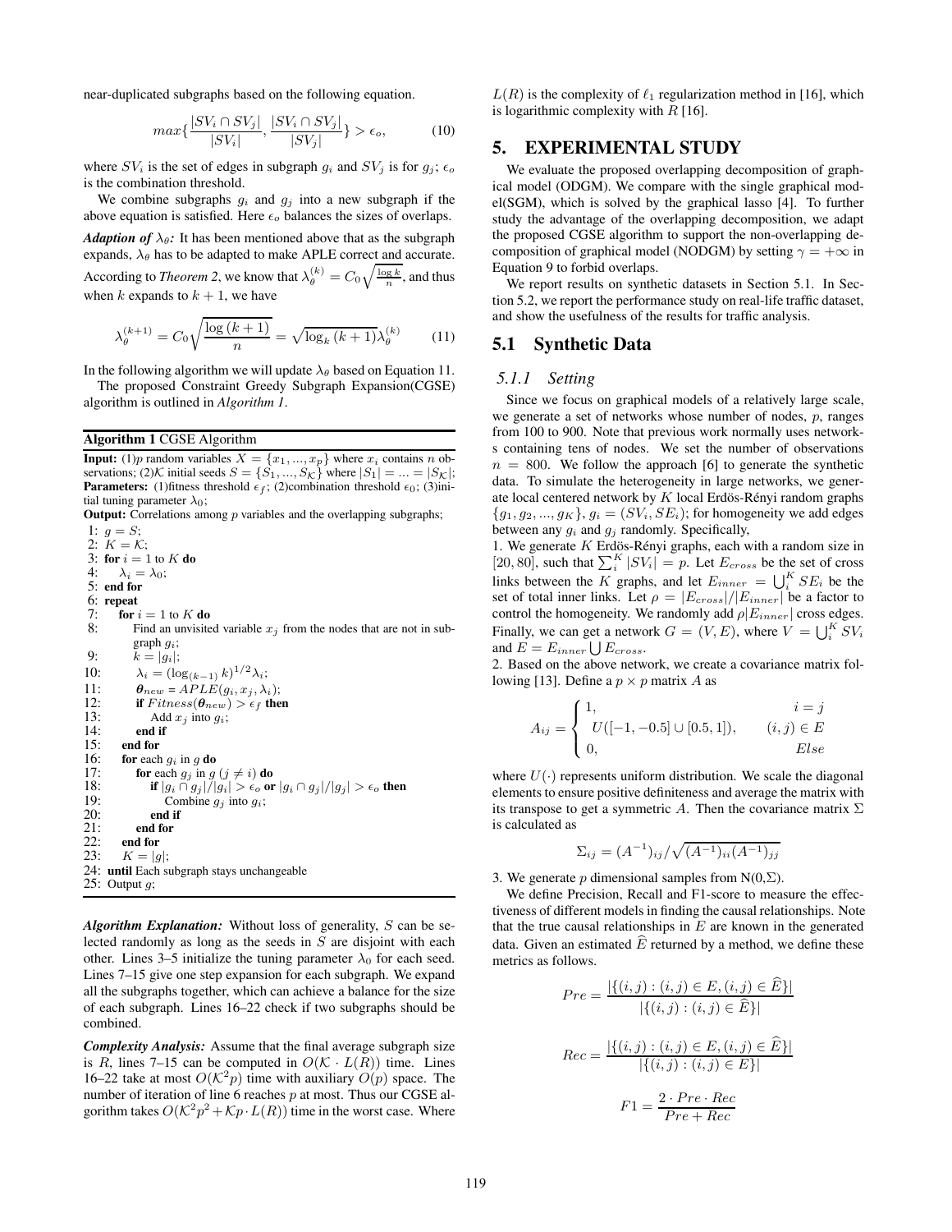near-duplicated subgraphs based on the following equation.

$$max\{\frac{|SV_i \cap SV_j|}{|SV_i|}, \frac{|SV_i \cap SV_j|}{|SV_j|}\} > \epsilon_o, \tag{10}$$

where $SV_i$ is the set of edges in subgraph $g_i$ and $SV_j$ is for $g_j$; $\epsilon_o$ is the combination threshold.

We combine subgraphs $g_i$ and $g_j$ into a new subgraph if the above equation is satisfied. Here $\epsilon_o$ balances the sizes of overlaps.

***Adaption of $\lambda_\theta$:*** It has been mentioned above that as the subgraph expands, $\lambda_\theta$ has to be adapted to make APLE correct and accurate. According to *Theorem 2*, we know that $\lambda_\theta^{(k)} = C_0\sqrt{\frac{\log k}{n}}$, and thus when $k$ expands to $k+1$, we have

$$\lambda_\theta^{(k+1)} = C_0\sqrt{\frac{\log(k+1)}{n}} = \sqrt{\log_k(k+1)}\lambda_\theta^{(k)} \tag{11}$$

In the following algorithm we will update $\lambda_\theta$ based on Equation 11.

The proposed Constraint Greedy Subgraph Expansion(CGSE) algorithm is outlined in *Algorithm 1*.

**Algorithm 1** CGSE Algorithm

**Input:** (1)$p$ random variables $X = \{x_1, ..., x_p\}$ where $x_i$ contains $n$ observations; (2)$\mathcal{K}$ initial seeds $S = \{S_1, ..., S_\mathcal{K}\}$ where $|S_1| = ... = |S_\mathcal{K}|$;
**Parameters:** (1)fitness threshold $\epsilon_f$; (2)combination threshold $\epsilon_0$; (3)initial tuning parameter $\lambda_0$;
**Output:** Correlations among $p$ variables and the overlapping subgraphs;

```
1: g = S;
2: K = 𝒦;
3: for i = 1 to K do
4:    λ_i = λ_0;
5: end for
6: repeat
7:    for i = 1 to K do
8:       Find an unvisited variable x_j from the nodes that are not in subgraph g_i;
9:       k = |g_i|;
10:      λ_i = (log_(k-1) k)^(1/2) λ_i;
11:      θ_new = APLE(g_i, x_j, λ_i);
12:      if Fitness(θ_new) > ε_f then
13:         Add x_j into g_i;
14:      end if
15:   end for
16:   for each g_i in g do
17:      for each g_j in g (j ≠ i) do
18:         if |g_i ∩ g_j|/|g_i| > ε_o or |g_i ∩ g_j|/|g_j| > ε_o then
19:            Combine g_j into g_i;
20:         end if
21:      end for
22:   end for
23:   K = |g|;
24: until Each subgraph stays unchangeable
25: Output g;
```

***Algorithm Explanation:*** Without loss of generality, $S$ can be selected randomly as long as the seeds in $S$ are disjoint with each other. Lines 3–5 initialize the tuning parameter $\lambda_0$ for each seed. Lines 7–15 give one step expansion for each subgraph. We expand all the subgraphs together, which can achieve a balance for the size of each subgraph. Lines 16–22 check if two subgraphs should be combined.

***Complexity Analysis:*** Assume that the final average subgraph size is $R$, lines 7–15 can be computed in $O(\mathcal{K} \cdot L(R))$ time. Lines 16–22 take at most $O(\mathcal{K}^2 p)$ time with auxiliary $O(p)$ space. The number of iteration of line 6 reaches $p$ at most. Thus our CGSE algorithm takes $O(\mathcal{K}^2p^2 + \mathcal{K}p \cdot L(R))$ time in the worst case. Where $L(R)$ is the complexity of $\ell_1$ regularization method in [16], which is logarithmic complexity with $R$ [16].

## 5. EXPERIMENTAL STUDY

We evaluate the proposed overlapping decomposition of graphical model (ODGM). We compare with the single graphical model(SGM), which is solved by the graphical lasso [4]. To further study the advantage of the overlapping decomposition, we adapt the proposed CGSE algorithm to support the non-overlapping decomposition of graphical model (NODGM) by setting $\gamma = +\infty$ in Equation 9 to forbid overlaps.

We report results on synthetic datasets in Section 5.1. In Section 5.2, we report the performance study on real-life traffic dataset, and show the usefulness of the results for traffic analysis.

### 5.1 Synthetic Data

#### 5.1.1 Setting

Since we focus on graphical models of a relatively large scale, we generate a set of networks whose number of nodes, $p$, ranges from 100 to 900. Note that previous work normally uses networks containing tens of nodes. We set the number of observations $n = 800$. We follow the approach [6] to generate the synthetic data. To simulate the heterogeneity in large networks, we generate local centered network by $K$ local Erdös-Rényi random graphs $\{g_1, g_2, ..., g_K\}$, $g_i = (SV_i, SE_i)$; for homogeneity we add edges between any $g_i$ and $g_j$ randomly. Specifically,

1. We generate $K$ Erdös-Rényi graphs, each with a random size in $[20, 80]$, such that $\sum_i^K |SV_i| = p$. Let $E_{cross}$ be the set of cross links between the $K$ graphs, and let $E_{inner} = \bigcup_i^K SE_i$ be the set of total inner links. Let $\rho = |E_{cross}|/|E_{inner}|$ be a factor to control the homogeneity. We randomly add $\rho|E_{inner}|$ cross edges. Finally, we can get a network $G = (V, E)$, where $V = \bigcup_i^K SV_i$ and $E = E_{inner} \bigcup E_{cross}$.

2. Based on the above network, we create a covariance matrix following [13]. Define a $p \times p$ matrix $A$ as

$$A_{ij} = \begin{cases} 1, & i = j \\ U([-1, -0.5] \cup [0.5, 1]), & (i,j) \in E \\ 0, & Else \end{cases}$$

where $U(\cdot)$ represents uniform distribution. We scale the diagonal elements to ensure positive definiteness and average the matrix with its transpose to get a symmetric $A$. Then the covariance matrix $\Sigma$ is calculated as

$$\Sigma_{ij} = (A^{-1})_{ij} / \sqrt{(A^{-1})_{ii}(A^{-1})_{jj}}$$

3. We generate $p$ dimensional samples from N(0,$\Sigma$).

We define Precision, Recall and F1-score to measure the effectiveness of different models in finding the causal relationships. Note that the true causal relationships in $E$ are known in the generated data. Given an estimated $\widehat{E}$ returned by a method, we define these metrics as follows.

$$Pre = \frac{|\{(i,j) : (i,j) \in E, (i,j) \in \widehat{E}\}|}{|\{(i,j) : (i,j) \in \widehat{E}\}|}$$

$$Rec = \frac{|\{(i,j) : (i,j) \in E, (i,j) \in \widehat{E}\}|}{|\{(i,j) : (i,j) \in E\}|}$$

$$F1 = \frac{2 \cdot Pre \cdot Rec}{Pre + Rec}$$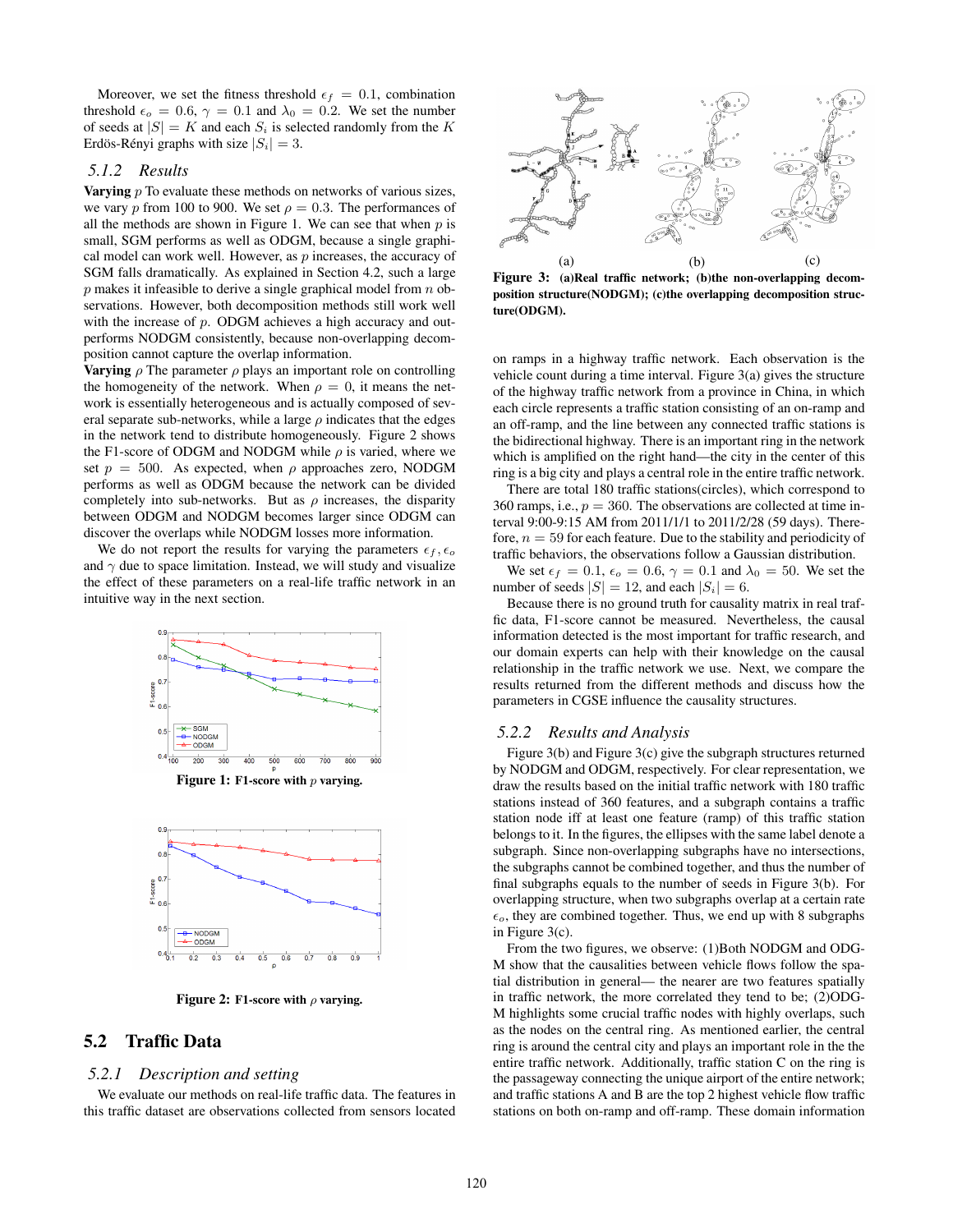Moreover, we set the fitness threshold $\epsilon_f = 0.1$, combination threshold $\epsilon_o = 0.6$, $\gamma = 0.1$ and $\lambda_0 = 0.2$. We set the number of seeds at $|S| = K$ and each $S_i$ is selected randomly from the $K$ Erdös-Rényi graphs with size $|S_i| = 3$.

### 5.1.2 Results

**Varying** $p$ To evaluate these methods on networks of various sizes, we vary $p$ from 100 to 900. We set $\rho = 0.3$. The performances of all the methods are shown in Figure 1. We can see that when $p$ is small, SGM performs as well as ODGM, because a single graphical model can work well. However, as $p$ increases, the accuracy of SGM falls dramatically. As explained in Section 4.2, such a large $p$ makes it infeasible to derive a single graphical model from $n$ observations. However, both decomposition methods still work well with the increase of $p$. ODGM achieves a high accuracy and outperforms NODGM consistently, because non-overlapping decomposition cannot capture the overlap information.

**Varying** $\rho$ The parameter $\rho$ plays an important role on controlling the homogeneity of the network. When $\rho = 0$, it means the network is essentially heterogeneous and is actually composed of several separate sub-networks, while a large $\rho$ indicates that the edges in the network tend to distribute homogeneously. Figure 2 shows the F1-score of ODGM and NODGM while $\rho$ is varied, where we set $p = 500$. As expected, when $\rho$ approaches zero, NODGM performs as well as ODGM because the network can be divided completely into sub-networks. But as $\rho$ increases, the disparity between ODGM and NODGM becomes larger since ODGM can discover the overlaps while NODGM losses more information.

We do not report the results for varying the parameters $\epsilon_f, \epsilon_o$ and $\gamma$ due to space limitation. Instead, we will study and visualize the effect of these parameters on a real-life traffic network in an intuitive way in the next section.

**Figure 1: F1-score with $p$ varying.**

**Figure 2: F1-score with $\rho$ varying.**

## 5.2 Traffic Data

### 5.2.1 Description and setting

We evaluate our methods on real-life traffic data. The features in this traffic dataset are observations collected from sensors located on ramps in a highway traffic network. Each observation is the vehicle count during a time interval. Figure 3(a) gives the structure of the highway traffic network from a province in China, in which each circle represents a traffic station consisting of an on-ramp and an off-ramp, and the line between any connected traffic stations is the bidirectional highway. There is an important ring in the network which is amplified on the right hand—the city in the center of this ring is a big city and plays a central role in the entire traffic network.

There are total 180 traffic stations(circles), which correspond to 360 ramps, i.e., $p = 360$. The observations are collected at time interval 9:00-9:15 AM from 2011/1/1 to 2011/2/28 (59 days). Therefore, $n = 59$ for each feature. Due to the stability and periodicity of traffic behaviors, the observations follow a Gaussian distribution.

We set $\epsilon_f = 0.1$, $\epsilon_o = 0.6$, $\gamma = 0.1$ and $\lambda_0 = 50$. We set the number of seeds $|S| = 12$, and each $|S_i| = 6$.

Because there is no ground truth for causality matrix in real traffic data, F1-score cannot be measured. Nevertheless, the causal information detected is the most important for traffic research, and our domain experts can help with their knowledge on the causal relationship in the traffic network we use. Next, we compare the results returned from the different methods and discuss how the parameters in CGSE influence the causality structures.

**Figure 3: (a)Real traffic network; (b)the non-overlapping decomposition structure(NODGM); (c)the overlapping decomposition structure(ODGM).**

### 5.2.2 Results and Analysis

Figure 3(b) and Figure 3(c) give the subgraph structures returned by NODGM and ODGM, respectively. For clear representation, we draw the results based on the initial traffic network with 180 traffic stations instead of 360 features, and a subgraph contains a traffic station node iff at least one feature (ramp) of this traffic station belongs to it. In the figures, the ellipses with the same label denote a subgraph. Since non-overlapping subgraphs have no intersections, the subgraphs cannot be combined together, and thus the number of final subgraphs equals to the number of seeds in Figure 3(b). For overlapping structure, when two subgraphs overlap at a certain rate $\epsilon_o$, they are combined together. Thus, we end up with 8 subgraphs in Figure 3(c).

From the two figures, we observe: (1)Both NODGM and ODGM show that the causalities between vehicle flows follow the spatial distribution in general— the nearer are two features spatially in traffic network, the more correlated they tend to be; (2)ODGM highlights some crucial traffic nodes with highly overlaps, such as the nodes on the central ring. As mentioned earlier, the central ring is around the central city and plays an important role in the the entire traffic network. Additionally, traffic station C on the ring is the passageway connecting the unique airport of the entire network; and traffic stations A and B are the top 2 highest vehicle flow traffic stations on both on-ramp and off-ramp. These domain information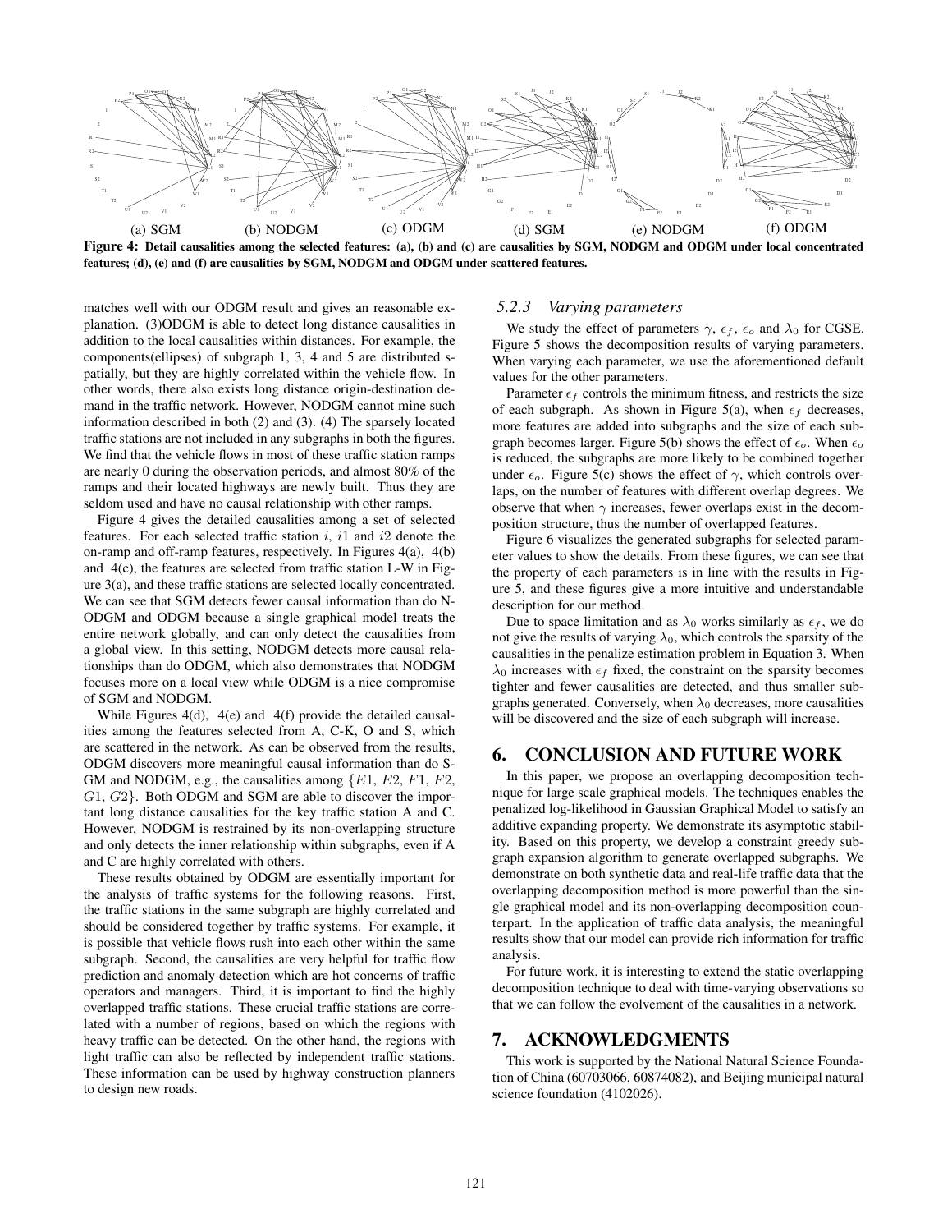(a) SGM (b) NODGM (c) ODGM (d) SGM (e) NODGM (f) ODGM

**Figure 4: Detail causalities among the selected features: (a), (b) and (c) are causalities by SGM, NODGM and ODGM under local concentrated features; (d), (e) and (f) are causalities by SGM, NODGM and ODGM under scattered features.**

matches well with our ODGM result and gives an reasonable explanation. (3)ODGM is able to detect long distance causalities in addition to the local causalities within distances. For example, the components(ellipses) of subgraph 1, 3, 4 and 5 are distributed spatially, but they are highly correlated within the vehicle flow. In other words, there also exists long distance origin-destination demand in the traffic network. However, NODGM cannot mine such information described in both (2) and (3). (4) The sparsely located traffic stations are not included in any subgraphs in both the figures. We find that the vehicle flows in most of these traffic station ramps are nearly 0 during the observation periods, and almost 80% of the ramps and their located highways are newly built. Thus they are seldom used and have no causal relationship with other ramps.

Figure 4 gives the detailed causalities among a set of selected features. For each selected traffic station $i$, $i1$ and $i2$ denote the on-ramp and off-ramp features, respectively. In Figures 4(a), 4(b) and 4(c), the features are selected from traffic station L-W in Figure 3(a), and these traffic stations are selected locally concentrated. We can see that SGM detects fewer causal information than do NODGM and ODGM because a single graphical model treats the entire network globally, and can only detect the causalities from a global view. In this setting, NODGM detects more causal relationships than do ODGM, which also demonstrates that NODGM focuses more on a local view while ODGM is a nice compromise of SGM and NODGM.

While Figures 4(d), 4(e) and 4(f) provide the detailed causalities among the features selected from A, C-K, O and S, which are scattered in the network. As can be observed from the results, ODGM discovers more meaningful causal information than do SGM and NODGM, e.g., the causalities among $\{E1, E2, F1, F2, G1, G2\}$. Both ODGM and SGM are able to discover the important long distance causalities for the key traffic station A and C. However, NODGM is restrained by its non-overlapping structure and only detects the inner relationship within subgraphs, even if A and C are highly correlated with others.

These results obtained by ODGM are essentially important for the analysis of traffic systems for the following reasons. First, the traffic stations in the same subgraph are highly correlated and should be considered together by traffic systems. For example, it is possible that vehicle flows rush into each other within the same subgraph. Second, the causalities are very helpful for traffic flow prediction and anomaly detection which are hot concerns of traffic operators and managers. Third, it is important to find the highly overlapped traffic stations. These crucial traffic stations are correlated with a number of regions, based on which the regions with heavy traffic can be detected. On the other hand, the regions with light traffic can also be reflected by independent traffic stations. These information can be used by highway construction planners to design new roads.

### *5.2.3 Varying parameters*

We study the effect of parameters $\gamma$, $\epsilon_f$, $\epsilon_o$ and $\lambda_0$ for CGSE. Figure 5 shows the decomposition results of varying parameters. When varying each parameter, we use the aforementioned default values for the other parameters.

Parameter $\epsilon_f$ controls the minimum fitness, and restricts the size of each subgraph. As shown in Figure 5(a), when $\epsilon_f$ decreases, more features are added into subgraphs and the size of each subgraph becomes larger. Figure 5(b) shows the effect of $\epsilon_o$. When $\epsilon_o$ is reduced, the subgraphs are more likely to be combined together under $\epsilon_o$. Figure 5(c) shows the effect of $\gamma$, which controls overlaps, on the number of features with different overlap degrees. We observe that when $\gamma$ increases, fewer overlaps exist in the decomposition structure, thus the number of overlapped features.

Figure 6 visualizes the generated subgraphs for selected parameter values to show the details. From these figures, we can see that the property of each parameters is in line with the results in Figure 5, and these figures give a more intuitive and understandable description for our method.

Due to space limitation and as $\lambda_0$ works similarly as $\epsilon_f$, we do not give the results of varying $\lambda_0$, which controls the sparsity of the causalities in the penalize estimation problem in Equation 3. When $\lambda_0$ increases with $\epsilon_f$ fixed, the constraint on the sparsity becomes tighter and fewer causalities are detected, and thus smaller subgraphs generated. Conversely, when $\lambda_0$ decreases, more causalities will be discovered and the size of each subgraph will increase.

## 6. CONCLUSION AND FUTURE WORK

In this paper, we propose an overlapping decomposition technique for large scale graphical models. The techniques enables the penalized log-likelihood in Gaussian Graphical Model to satisfy an additive expanding property. We demonstrate its asymptotic stability. Based on this property, we develop a constraint greedy subgraph expansion algorithm to generate overlapped subgraphs. We demonstrate on both synthetic data and real-life traffic data that the overlapping decomposition method is more powerful than the single graphical model and its non-overlapping decomposition counterpart. In the application of traffic data analysis, the meaningful results show that our model can provide rich information for traffic analysis.

For future work, it is interesting to extend the static overlapping decomposition technique to deal with time-varying observations so that we can follow the evolvement of the causalities in a network.

## 7. ACKNOWLEDGMENTS

This work is supported by the National Natural Science Foundation of China (60703066, 60874082), and Beijing municipal natural science foundation (4102026).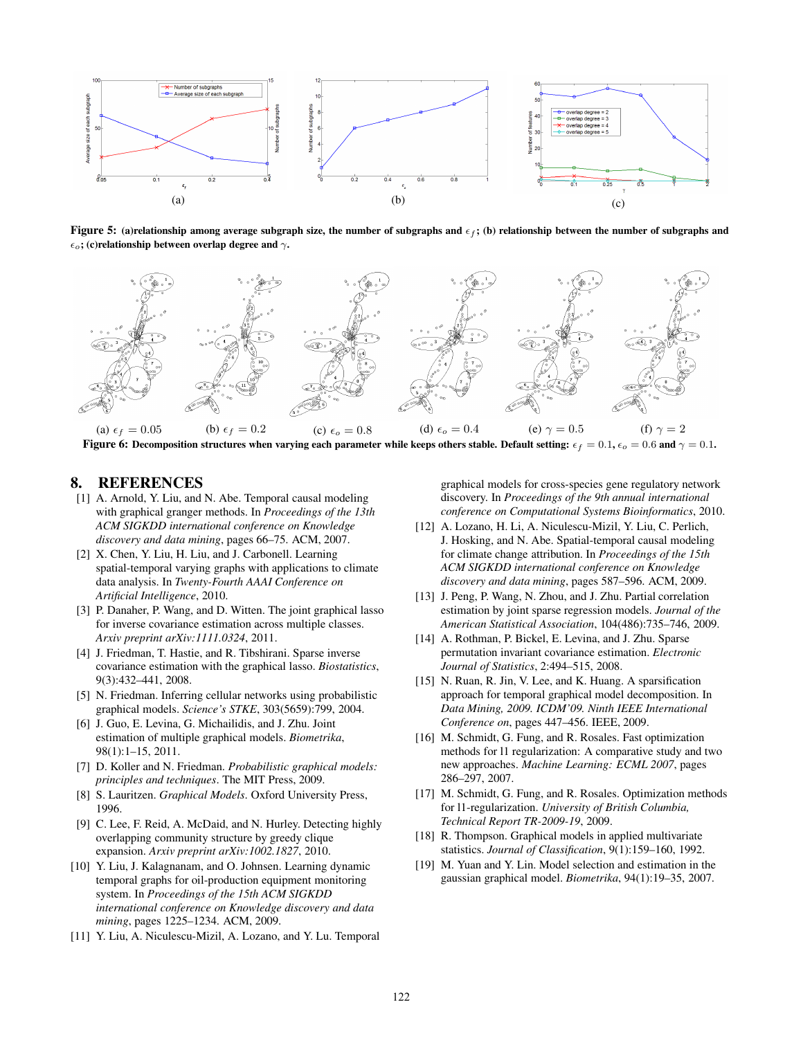100

Number of subgraphs
Average size of each subgraph

Average size of each subgraph
Number of subgraphs

50
10
15

0.05
0.1
0.2
0.4

$\epsilon_f$

(a)

12
10
8
6
4
2
0

Number of subgraphs

0
0.2
0.4
0.6
0.8
1

$\epsilon_o$

(b)

60
50
40
30
20
10
0

Number of features

overlap degree = 2
overlap degree = 3
overlap degree = 4
overlap degree = 5

0
0.1
0.25
0.5
1
2

$\gamma$

(c)

**Figure 5: (a)relationship among average subgraph size, the number of subgraphs and $\epsilon_f$; (b) relationship between the number of subgraphs and $\epsilon_o$; (c)relationship between overlap degree and $\gamma$.**

(a) $\epsilon_f = 0.05$ (b) $\epsilon_f = 0.2$ (c) $\epsilon_o = 0.8$ (d) $\epsilon_o = 0.4$ (e) $\gamma = 0.5$ (f) $\gamma = 2$

**Figure 6: Decomposition structures when varying each parameter while keeps others stable. Default setting: $\epsilon_f = 0.1$, $\epsilon_o = 0.6$ and $\gamma = 0.1$.**

# 8. REFERENCES

[1] A. Arnold, Y. Liu, and N. Abe. Temporal causal modeling with graphical granger methods. In *Proceedings of the 13th ACM SIGKDD international conference on Knowledge discovery and data mining*, pages 66–75. ACM, 2007.

[2] X. Chen, Y. Liu, H. Liu, and J. Carbonell. Learning spatial-temporal varying graphs with applications to climate data analysis. In *Twenty-Fourth AAAI Conference on Artificial Intelligence*, 2010.

[3] P. Danaher, P. Wang, and D. Witten. The joint graphical lasso for inverse covariance estimation across multiple classes. *Arxiv preprint arXiv:1111.0324*, 2011.

[4] J. Friedman, T. Hastie, and R. Tibshirani. Sparse inverse covariance estimation with the graphical lasso. *Biostatistics*, 9(3):432–441, 2008.

[5] N. Friedman. Inferring cellular networks using probabilistic graphical models. *Science's STKE*, 303(5659):799, 2004.

[6] J. Guo, E. Levina, G. Michailidis, and J. Zhu. Joint estimation of multiple graphical models. *Biometrika*, 98(1):1–15, 2011.

[7] D. Koller and N. Friedman. *Probabilistic graphical models: principles and techniques*. The MIT Press, 2009.

[8] S. Lauritzen. *Graphical Models*. Oxford University Press, 1996.

[9] C. Lee, F. Reid, A. McDaid, and N. Hurley. Detecting highly overlapping community structure by greedy clique expansion. *Arxiv preprint arXiv:1002.1827*, 2010.

[10] Y. Liu, J. Kalagnanam, and O. Johnsen. Learning dynamic temporal graphs for oil-production equipment monitoring system. In *Proceedings of the 15th ACM SIGKDD international conference on Knowledge discovery and data mining*, pages 1225–1234. ACM, 2009.

[11] Y. Liu, A. Niculescu-Mizil, A. Lozano, and Y. Lu. Temporal graphical models for cross-species gene regulatory network discovery. In *Proceedings of the 9th annual international conference on Computational Systems Bioinformatics*, 2010.

[12] A. Lozano, H. Li, A. Niculescu-Mizil, Y. Liu, C. Perlich, J. Hosking, and N. Abe. Spatial-temporal causal modeling for climate change attribution. In *Proceedings of the 15th ACM SIGKDD international conference on Knowledge discovery and data mining*, pages 587–596. ACM, 2009.

[13] J. Peng, P. Wang, N. Zhou, and J. Zhu. Partial correlation estimation by joint sparse regression models. *Journal of the American Statistical Association*, 104(486):735–746, 2009.

[14] A. Rothman, P. Bickel, E. Levina, and J. Zhu. Sparse permutation invariant covariance estimation. *Electronic Journal of Statistics*, 2:494–515, 2008.

[15] N. Ruan, R. Jin, V. Lee, and K. Huang. A sparsification approach for temporal graphical model decomposition. In *Data Mining, 2009. ICDM'09. Ninth IEEE International Conference on*, pages 447–456. IEEE, 2009.

[16] M. Schmidt, G. Fung, and R. Rosales. Fast optimization methods for l1 regularization: A comparative study and two new approaches. *Machine Learning: ECML 2007*, pages 286–297, 2007.

[17] M. Schmidt, G. Fung, and R. Rosales. Optimization methods for l1-regularization. *University of British Columbia, Technical Report TR-2009-19*, 2009.

[18] R. Thompson. Graphical models in applied multivariate statistics. *Journal of Classification*, 9(1):159–160, 1992.

[19] M. Yuan and Y. Lin. Model selection and estimation in the gaussian graphical model. *Biometrika*, 94(1):19–35, 2007.